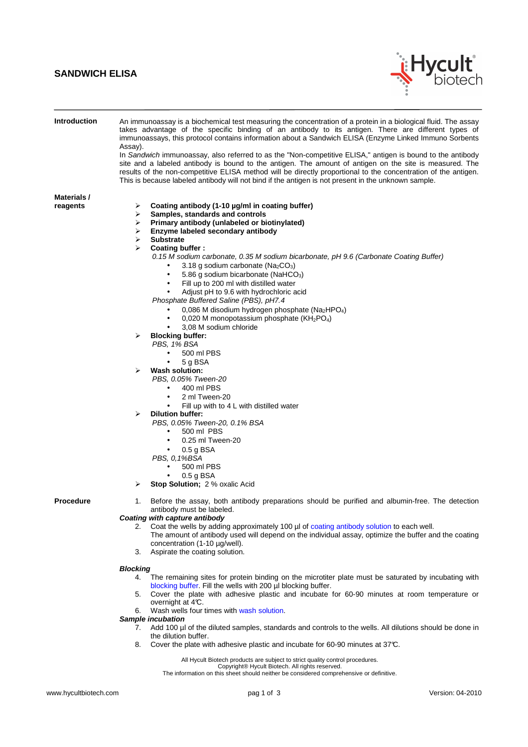# SANDWICH ELISA

## Introduction

An immunoassay is a biochemical test measuring the concentration of a protein in a biological fluid. The assay takes advantage of the specific binding of an antibody to its antigen. There are different types of immunoassays, this protocol contains information about a Sandwich ELISA (Enzyme Linked Immuno Sorbents Assay).

In *Sandwich* immunoassay, also referred to as the "Non-competitive ELISA," antigen is bound to the antibody site and a labeled antibody is bound to the antigen. The amount of antigen on the site is measured. The results of the non-competitive ELISA method will be directly proportional to the concentration of the antigen. This is because labeled antibody will not bind if the antigen is not present in the unknown sample.

## Materials / reagents

- **Coating antibody (1-10 µg/ml in coating buffer)**
- **Samples, standards and controls**
- **Primary antibody (unlabeled or biotinylated)**
- **Enzyme labeled secondary antibody**
- **Substrate**
- **Coating buffer :**

  *0.15 M sodium carbonate, 0.35 M sodium bicarbonate, pH 9.6 (Carbonate Coating Buffer)*
  - 3.18 g sodium carbonate ($Na_2CO_3$)
  - 5.86 g sodium bicarbonate ($NaHCO_3$)
  - Fill up to 200 ml with distilled water
  - Adjust pH to 9.6 with hydrochloric acid

  *Phosphate Buffered Saline (PBS), pH7.4*
  - 0,086 M disodium hydrogen phosphate ($Na_2HPO_4$)
  - 0,020 M monopotassium phosphate ($KH_2PO_4$)
  - 3,08 M sodium chloride
- **Blocking buffer:**

  *PBS, 1% BSA*
  - 500 ml PBS
  - 5 g BSA
- **Wash solution:**

  *PBS, 0.05% Tween-20*
  - 400 ml PBS
  - 2 ml Tween-20
  - Fill up with to 4 L with distilled water
- **Dilution buffer:**

  *PBS, 0.05% Tween-20, 0.1% BSA*
  - 500 ml PBS
  - 0.25 ml Tween-20
  - 0.5 g BSA

  *PBS, 0,1%BSA*
  - 500 ml PBS
  - 0.5 g BSA
- **Stop Solution;** 2 % oxalic Acid

## Procedure

1. Before the assay, both antibody preparations should be purified and albumin-free. The detection antibody must be labeled.

***Coating with capture antibody***

2. Coat the wells by adding approximately 100 µl of coating antibody solution to each well.
   The amount of antibody used will depend on the individual assay, optimize the buffer and the coating concentration (1-10 µg/well).
3. Aspirate the coating solution.

***Blocking***

4. The remaining sites for protein binding on the microtiter plate must be saturated by incubating with blocking buffer. Fill the wells with 200 µl blocking buffer.
5. Cover the plate with adhesive plastic and incubate for 60-90 minutes at room temperature or overnight at 4°C.
6. Wash wells four times with wash solution.

***Sample incubation***

7. Add 100 µl of the diluted samples, standards and controls to the wells. All dilutions should be done in the dilution buffer.
8. Cover the plate with adhesive plastic and incubate for 60-90 minutes at 37°C.

All Hycult Biotech products are subject to strict quality control procedures.
Copyright® Hycult Biotech. All rights reserved.
The information on this sheet should neither be considered comprehensive or definitive.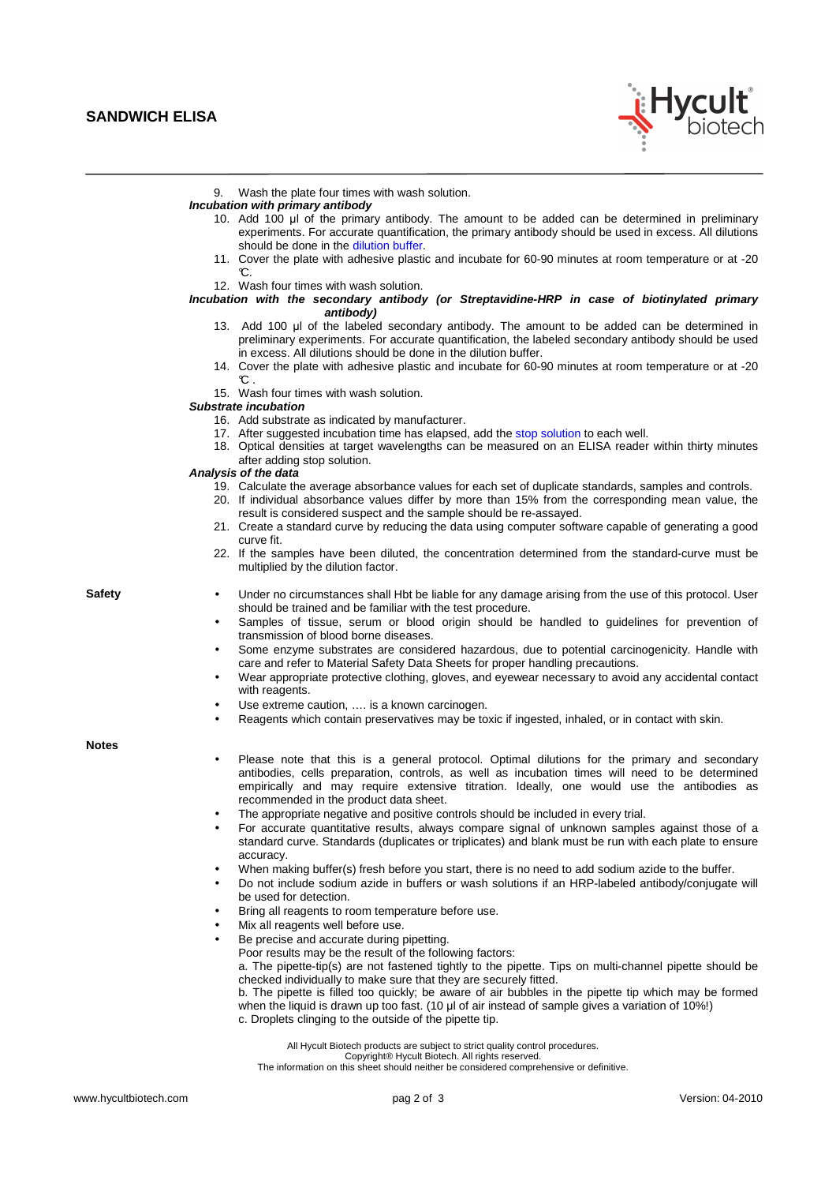9. Wash the plate four times with wash solution.

***Incubation with primary antibody***

10. Add 100 µl of the primary antibody. The amount to be added can be determined in preliminary experiments. For accurate quantification, the primary antibody should be used in excess. All dilutions should be done in the dilution buffer.
11. Cover the plate with adhesive plastic and incubate for 60-90 minutes at room temperature or at -20 °C.
12. Wash four times with wash solution.

***Incubation with the secondary antibody (or Streptavidine-HRP in case of biotinylated primary antibody)***

13. Add 100 µl of the labeled secondary antibody. The amount to be added can be determined in preliminary experiments. For accurate quantification, the labeled secondary antibody should be used in excess. All dilutions should be done in the dilution buffer.
14. Cover the plate with adhesive plastic and incubate for 60-90 minutes at room temperature or at -20 °C .
15. Wash four times with wash solution.

***Substrate incubation***

16. Add substrate as indicated by manufacturer.
17. After suggested incubation time has elapsed, add the stop solution to each well.
18. Optical densities at target wavelengths can be measured on an ELISA reader within thirty minutes after adding stop solution.

***Analysis of the data***

19. Calculate the average absorbance values for each set of duplicate standards, samples and controls.
20. If individual absorbance values differ by more than 15% from the corresponding mean value, the result is considered suspect and the sample should be re-assayed.
21. Create a standard curve by reducing the data using computer software capable of generating a good curve fit.
22. If the samples have been diluted, the concentration determined from the standard-curve must be multiplied by the dilution factor.

**Safety**

- Under no circumstances shall Hbt be liable for any damage arising from the use of this protocol. User should be trained and be familiar with the test procedure.
- Samples of tissue, serum or blood origin should be handled to guidelines for prevention of transmission of blood borne diseases.
- Some enzyme substrates are considered hazardous, due to potential carcinogenicity. Handle with care and refer to Material Safety Data Sheets for proper handling precautions.
- Wear appropriate protective clothing, gloves, and eyewear necessary to avoid any accidental contact with reagents.
- Use extreme caution, …. is a known carcinogen.
- Reagents which contain preservatives may be toxic if ingested, inhaled, or in contact with skin.

**Notes**

- Please note that this is a general protocol. Optimal dilutions for the primary and secondary antibodies, cells preparation, controls, as well as incubation times will need to be determined empirically and may require extensive titration. Ideally, one would use the antibodies as recommended in the product data sheet.
- The appropriate negative and positive controls should be included in every trial.
- For accurate quantitative results, always compare signal of unknown samples against those of a standard curve. Standards (duplicates or triplicates) and blank must be run with each plate to ensure accuracy.
- When making buffer(s) fresh before you start, there is no need to add sodium azide to the buffer.
- Do not include sodium azide in buffers or wash solutions if an HRP-labeled antibody/conjugate will be used for detection.
- Bring all reagents to room temperature before use.
- Mix all reagents well before use.
- Be precise and accurate during pipetting.
  Poor results may be the result of the following factors:
  a. The pipette-tip(s) are not fastened tightly to the pipette. Tips on multi-channel pipette should be checked individually to make sure that they are securely fitted.
  b. The pipette is filled too quickly; be aware of air bubbles in the pipette tip which may be formed when the liquid is drawn up too fast. (10 µl of air instead of sample gives a variation of 10%!)
  c. Droplets clinging to the outside of the pipette tip.

All Hycult Biotech products are subject to strict quality control procedures.
Copyright® Hycult Biotech. All rights reserved.
The information on this sheet should neither be considered comprehensive or definitive.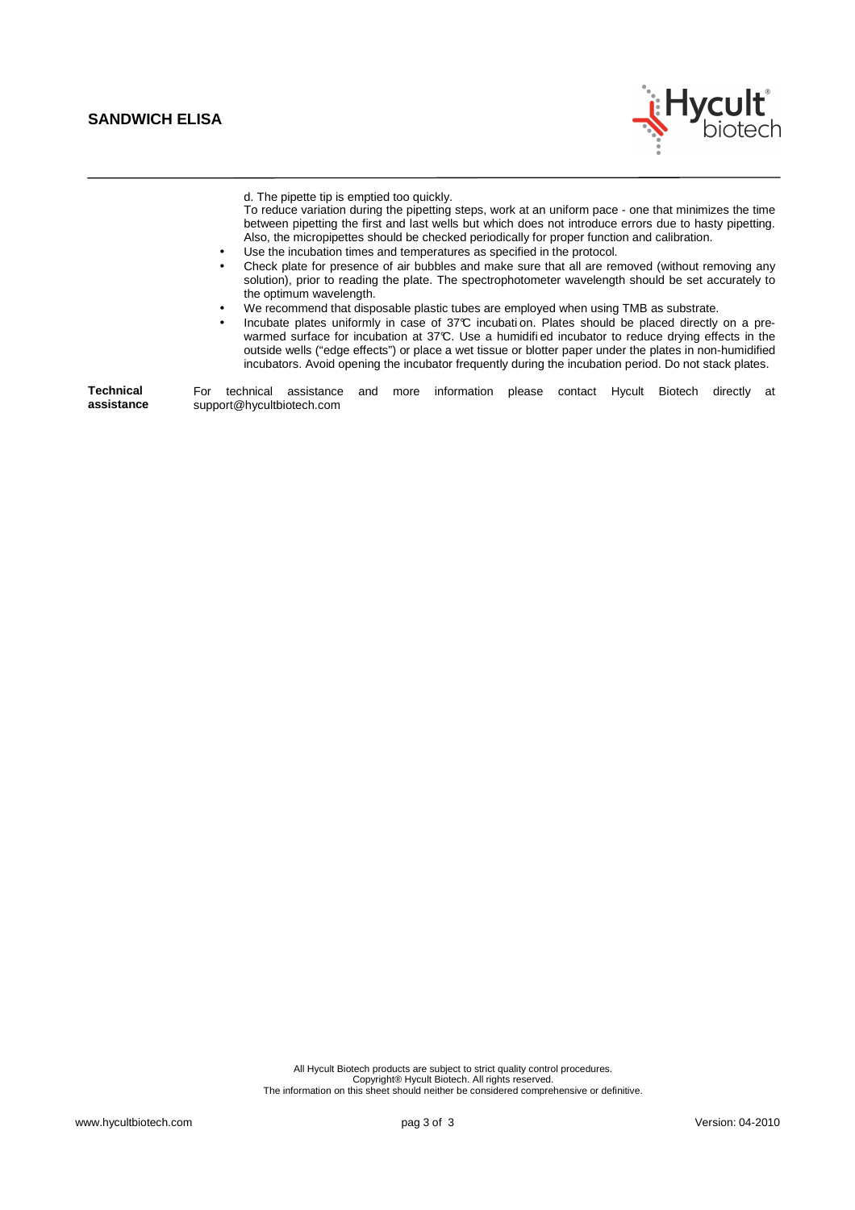d. The pipette tip is emptied too quickly.

To reduce variation during the pipetting steps, work at an uniform pace - one that minimizes the time between pipetting the first and last wells but which does not introduce errors due to hasty pipetting. Also, the micropipettes should be checked periodically for proper function and calibration.

- Use the incubation times and temperatures as specified in the protocol.
- Check plate for presence of air bubbles and make sure that all are removed (without removing any solution), prior to reading the plate. The spectrophotometer wavelength should be set accurately to the optimum wavelength.
- We recommend that disposable plastic tubes are employed when using TMB as substrate.
- Incubate plates uniformly in case of 37°C incubation. Plates should be placed directly on a pre-warmed surface for incubation at 37°C. Use a humidified incubator to reduce drying effects in the outside wells ("edge effects") or place a wet tissue or blotter paper under the plates in non-humidified incubators. Avoid opening the incubator frequently during the incubation period. Do not stack plates.

**Technical assistance**

For technical assistance and more information please contact Hycult Biotech directly at support@hycultbiotech.com

All Hycult Biotech products are subject to strict quality control procedures.
Copyright® Hycult Biotech. All rights reserved.
The information on this sheet should neither be considered comprehensive or definitive.